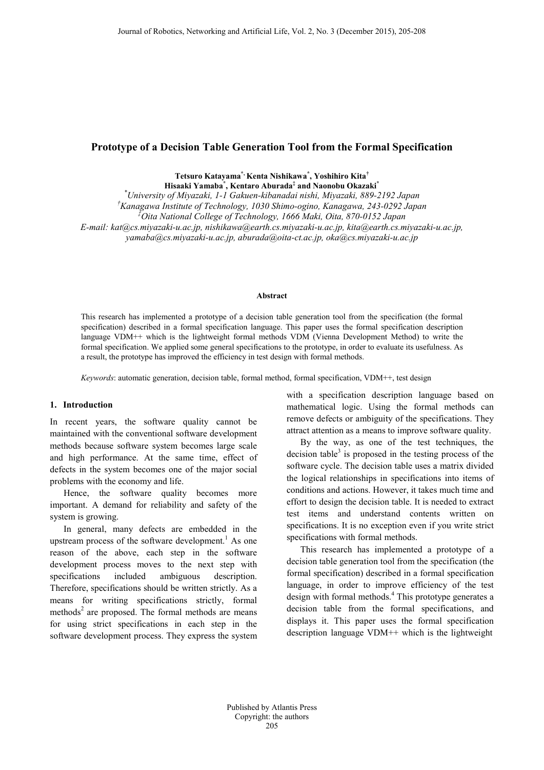# Prototype of a Decision Table Generation Tool from the Formal Specification

**Tetsuro Katayama[*], Kenta Nishikawa[*], Yoshihiro Kita[†]**
**Hisaaki Yamaba[*], Kentaro Aburada[‡] and Naonobu Okazaki[*]**

[*] *University of Miyazaki, 1-1 Gakuen-kibanadai nishi, Miyazaki, 889-2192 Japan*
[†] *Kanagawa Institute of Technology, 1030 Shimo-ogino, Kanagawa, 243-0292 Japan*
[‡] *Oita National College of Technology, 1666 Maki, Oita, 870-0152 Japan*
*E-mail: kat@cs.miyazaki-u.ac.jp, nishikawa@earth.cs.miyazaki-u.ac.jp, kita@earth.cs.miyazaki-u.ac.jp, yamaba@cs.miyazaki-u.ac.jp, aburada@oita-ct.ac.jp, oka@cs.miyazaki-u.ac.jp*

**Abstract**

This research has implemented a prototype of a decision table generation tool from the specification (the formal specification) described in a formal specification language. This paper uses the formal specification description language VDM++ which is the lightweight formal methods VDM (Vienna Development Method) to write the formal specification. We applied some general specifications to the prototype, in order to evaluate its usefulness. As a result, the prototype has improved the efficiency in test design with formal methods.

*Keywords*: automatic generation, decision table, formal method, formal specification, VDM++, test design

## 1. Introduction

In recent years, the software quality cannot be maintained with the conventional software development methods because software system becomes large scale and high performance. At the same time, effect of defects in the system becomes one of the major social problems with the economy and life.

Hence, the software quality becomes more important. A demand for reliability and safety of the system is growing.

In general, many defects are embedded in the upstream process of the software development.[1] As one reason of the above, each step in the software development process moves to the next step with specifications included ambiguous description. Therefore, specifications should be written strictly. As a means for writing specifications strictly, formal methods[2] are proposed. The formal methods are means for using strict specifications in each step in the software development process. They express the system with a specification description language based on mathematical logic. Using the formal methods can remove defects or ambiguity of the specifications. They attract attention as a means to improve software quality.

By the way, as one of the test techniques, the decision table[3] is proposed in the testing process of the software cycle. The decision table uses a matrix divided the logical relationships in specifications into items of conditions and actions. However, it takes much time and effort to design the decision table. It is needed to extract test items and understand contents written on specifications. It is no exception even if you write strict specifications with formal methods.

This research has implemented a prototype of a decision table generation tool from the specification (the formal specification) described in a formal specification language, in order to improve efficiency of the test design with formal methods.[4] This prototype generates a decision table from the formal specifications, and displays it. This paper uses the formal specification description language VDM++ which is the lightweight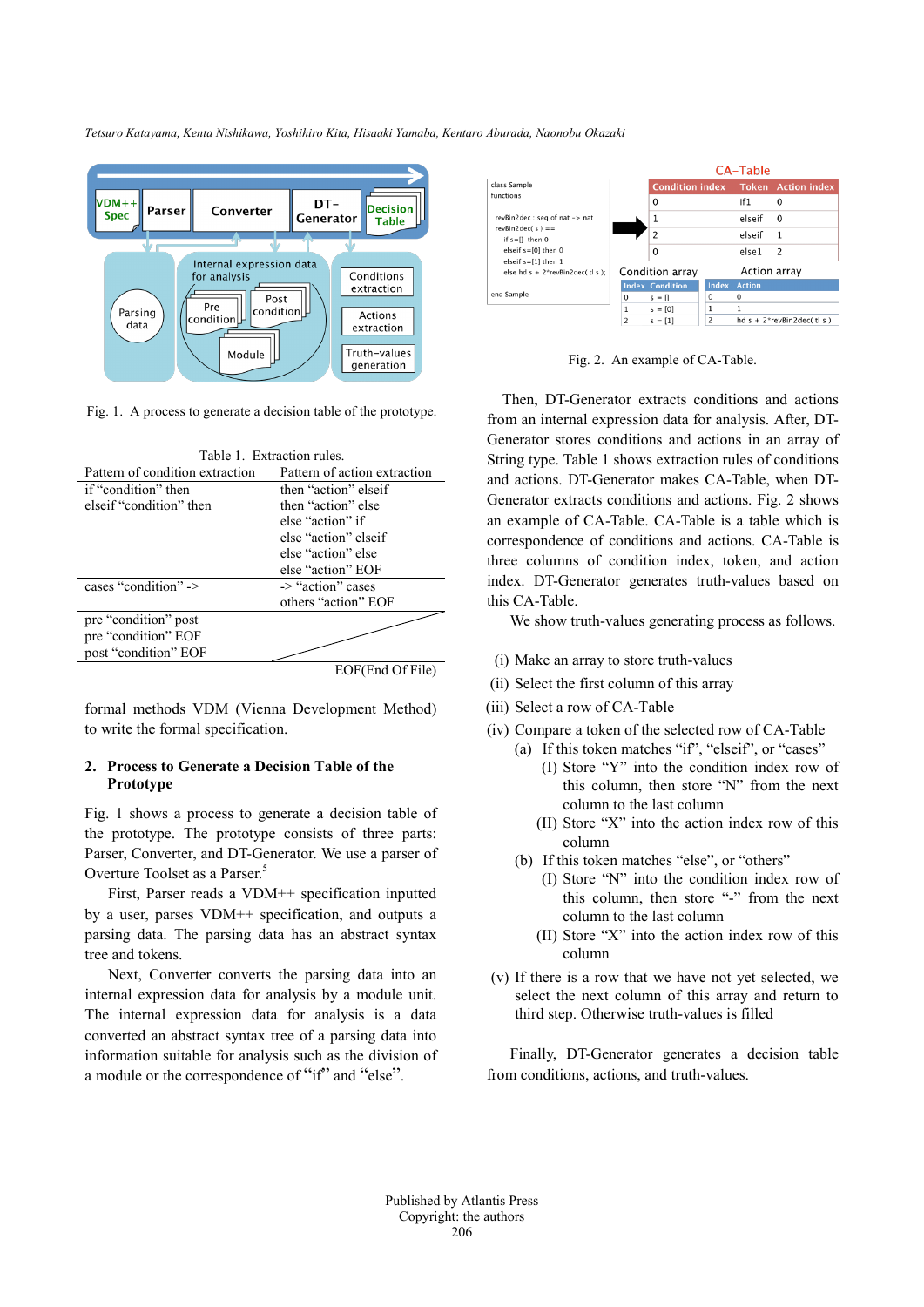Fig. 1. A process to generate a decision table of the prototype.

Table 1. Extraction rules.

| Pattern of condition extraction | Pattern of action extraction |
|---|---|
| if "condition" then<br>elseif "condition" then | then "action" elseif<br>then "action" else<br>else "action" if<br>else "action" elseif<br>else "action" else<br>else "action" EOF |
| cases "condition" -> | -> "action" cases<br>others "action" EOF |
| pre "condition" post<br>pre "condition" EOF<br>post "condition" EOF | |

EOF(End Of File)

formal methods VDM (Vienna Development Method) to write the formal specification.

## 2. Process to Generate a Decision Table of the Prototype

Fig. 1 shows a process to generate a decision table of the prototype. The prototype consists of three parts: Parser, Converter, and DT-Generator. We use a parser of Overture Toolset as a Parser.[5]

First, Parser reads a VDM++ specification inputted by a user, parses VDM++ specification, and outputs a parsing data. The parsing data has an abstract syntax tree and tokens.

Next, Converter converts the parsing data into an internal expression data for analysis by a module unit. The internal expression data for analysis is a data converted an abstract syntax tree of a parsing data into information suitable for analysis such as the division of a module or the correspondence of "if" and "else".

Fig. 2. An example of CA-Table.

Then, DT-Generator extracts conditions and actions from an internal expression data for analysis. After, DT-Generator stores conditions and actions in an array of String type. Table 1 shows extraction rules of conditions and actions. DT-Generator makes CA-Table, when DT-Generator extracts conditions and actions. Fig. 2 shows an example of CA-Table. CA-Table is a table which is correspondence of conditions and actions. CA-Table is three columns of condition index, token, and action index. DT-Generator generates truth-values based on this CA-Table.

We show truth-values generating process as follows.

(i) Make an array to store truth-values

(ii) Select the first column of this array

(iii) Select a row of CA-Table

(iv) Compare a token of the selected row of CA-Table
- (a) If this token matches "if", "elseif", or "cases"
  - (I) Store "Y" into the condition index row of this column, then store "N" from the next column to the last column
  - (II) Store "X" into the action index row of this column
- (b) If this token matches "else", or "others"
  - (I) Store "N" into the condition index row of this column, then store "-" from the next column to the last column
  - (II) Store "X" into the action index row of this column

(v) If there is a row that we have not yet selected, we select the next column of this array and return to third step. Otherwise truth-values is filled

Finally, DT-Generator generates a decision table from conditions, actions, and truth-values.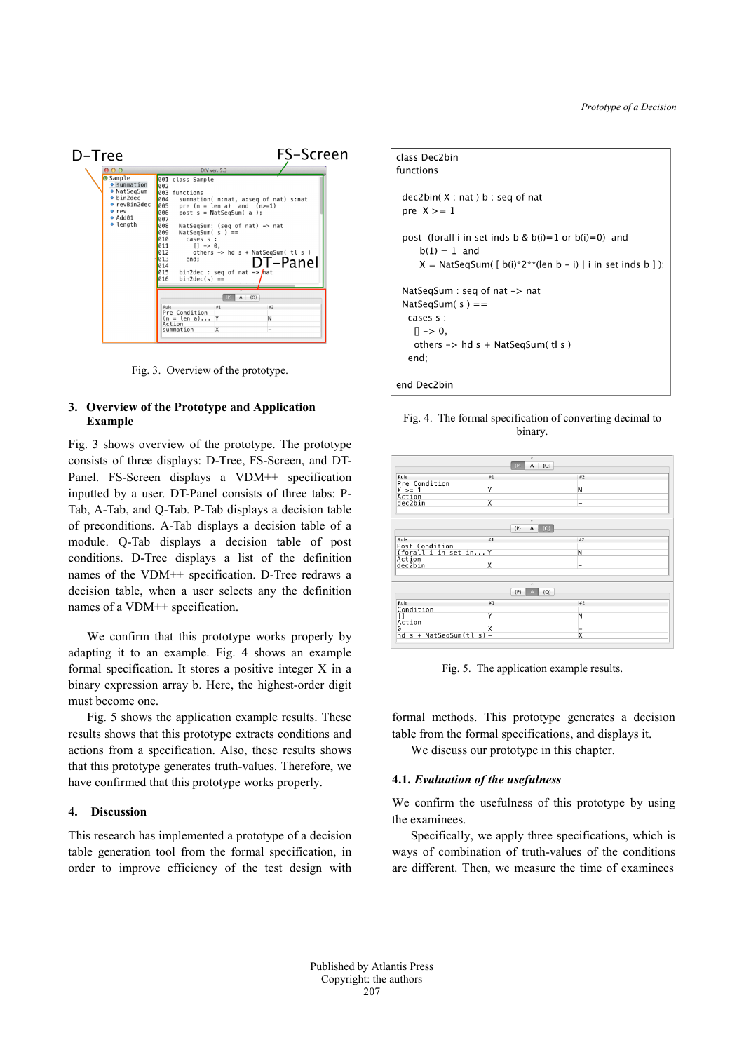Fig. 3. Overview of the prototype.

## 3. Overview of the Prototype and Application Example

Fig. 3 shows overview of the prototype. The prototype consists of three displays: D-Tree, FS-Screen, and DT-Panel. FS-Screen displays a VDM++ specification inputted by a user. DT-Panel consists of three tabs: P-Tab, A-Tab, and Q-Tab. P-Tab displays a decision table of preconditions. A-Tab displays a decision table of a module. Q-Tab displays a decision table of post conditions. D-Tree displays a list of the definition names of the VDM++ specification. D-Tree redraws a decision table, when a user selects any the definition names of a VDM++ specification.

We confirm that this prototype works properly by adapting it to an example. Fig. 4 shows an example formal specification. It stores a positive integer X in a binary expression array b. Here, the highest-order digit must become one.

Fig. 5 shows the application example results. These results shows that this prototype extracts conditions and actions from a specification. Also, these results shows that this prototype generates truth-values. Therefore, we have confirmed that this prototype works properly.

## 4. Discussion

This research has implemented a prototype of a decision table generation tool from the formal specification, in order to improve efficiency of the test design with formal methods. This prototype generates a decision table from the formal specifications, and displays it.

We discuss our prototype in this chapter.

```
class Dec2bin
functions

 dec2bin( X : nat ) b : seq of nat
 pre  X >= 1

 post  (forall i in set inds b & b(i)=1 or b(i)=0)  and
      b(1) = 1  and
      X = NatSeqSum( [ b(i)*2**(len b - i) | i in set inds b ] );

 NatSeqSum : seq of nat -> nat
 NatSeqSum( s ) ==
   cases s :
    [] -> 0,
    others -> hd s + NatSeqSum( tl s )
   end;

end Dec2bin
```

Fig. 4. The formal specification of converting decimal to binary.

| Rule | #1 | #2 |
|---|---|---|
| Pre Condition | | |
| X >= 1 | Y | N |
| Action | | |
| dec2bin | X | – |

| Rule | #1 | #2 |
|---|---|---|
| Post Condition | | |
| (forall i in set in... | Y | N |
| Action | | |
| dec2bin | X | – |

| Rule | #1 | #2 |
|---|---|---|
| Condition | | |
| [] | Y | N |
| Action | | |
| 0 | X | – |
| hd s + NatSeqSum(tl s) | – | X |

Fig. 5. The application example results.

### 4.1. *Evaluation of the usefulness*

We confirm the usefulness of this prototype by using the examinees.

Specifically, we apply three specifications, which is ways of combination of truth-values of the conditions are different. Then, we measure the time of examinees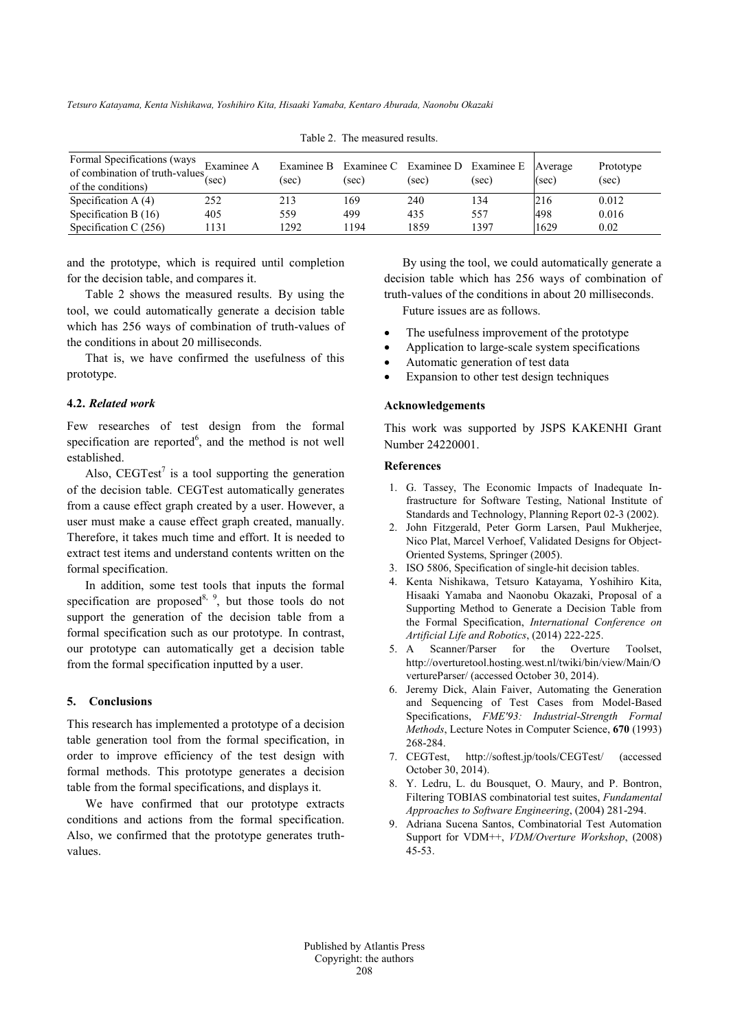Table 2. The measured results.

| Formal Specifications (ways of combination of truth-values of the conditions) | Examinee A (sec) | Examinee B (sec) | Examinee C (sec) | Examinee D (sec) | Examinee E (sec) | Average (sec) | Prototype (sec) |
|---|---|---|---|---|---|---|---|
| Specification A (4) | 252 | 213 | 169 | 240 | 134 | 216 | 0.012 |
| Specification B (16) | 405 | 559 | 499 | 435 | 557 | 498 | 0.016 |
| Specification C (256) | 1131 | 1292 | 1194 | 1859 | 1397 | 1629 | 0.02 |

and the prototype, which is required until completion for the decision table, and compares it.

Table 2 shows the measured results. By using the tool, we could automatically generate a decision table which has 256 ways of combination of truth-values of the conditions in about 20 milliseconds.

That is, we have confirmed the usefulness of this prototype.

### 4.2. *Related work*

Few researches of test design from the formal specification are reported[6], and the method is not well established.

Also, CEGTest[7] is a tool supporting the generation of the decision table. CEGTest automatically generates from a cause effect graph created by a user. However, a user must make a cause effect graph created, manually. Therefore, it takes much time and effort. It is needed to extract test items and understand contents written on the formal specification.

In addition, some test tools that inputs the formal specification are proposed[8, 9], but those tools do not support the generation of the decision table from a formal specification such as our prototype. In contrast, our prototype can automatically get a decision table from the formal specification inputted by a user.

## 5. Conclusions

This research has implemented a prototype of a decision table generation tool from the formal specification, in order to improve efficiency of the test design with formal methods. This prototype generates a decision table from the formal specifications, and displays it.

We have confirmed that our prototype extracts conditions and actions from the formal specification. Also, we confirmed that the prototype generates truth-values.

By using the tool, we could automatically generate a decision table which has 256 ways of combination of truth-values of the conditions in about 20 milliseconds.

Future issues are as follows.

- The usefulness improvement of the prototype
- Application to large-scale system specifications
- Automatic generation of test data
- Expansion to other test design techniques

### Acknowledgements

This work was supported by JSPS KAKENHI Grant Number 24220001.

### References

1. G. Tassey, The Economic Impacts of Inadequate Infrastructure for Software Testing, National Institute of Standards and Technology, Planning Report 02-3 (2002).
2. John Fitzgerald, Peter Gorm Larsen, Paul Mukherjee, Nico Plat, Marcel Verhoef, Validated Designs for Object-Oriented Systems, Springer (2005).
3. ISO 5806, Specification of single-hit decision tables.
4. Kenta Nishikawa, Tetsuro Katayama, Yoshihiro Kita, Hisaaki Yamaba and Naonobu Okazaki, Proposal of a Supporting Method to Generate a Decision Table from the Formal Specification, *International Conference on Artificial Life and Robotics*, (2014) 222-225.
5. A Scanner/Parser for the Overture Toolset, http://overturetool.hosting.west.nl/twiki/bin/view/Main/OvertureParser/ (accessed October 30, 2014).
6. Jeremy Dick, Alain Faiver, Automating the Generation and Sequencing of Test Cases from Model-Based Specifications, *FME'93: Industrial-Strength Formal Methods*, Lecture Notes in Computer Science, **670** (1993) 268-284.
7. CEGTest, http://softest.jp/tools/CEGTest/ (accessed October 30, 2014).
8. Y. Ledru, L. du Bousquet, O. Maury, and P. Bontron, Filtering TOBIAS combinatorial test suites, *Fundamental Approaches to Software Engineering*, (2004) 281-294.
9. Adriana Sucena Santos, Combinatorial Test Automation Support for VDM++, *VDM/Overture Workshop*, (2008) 45-53.